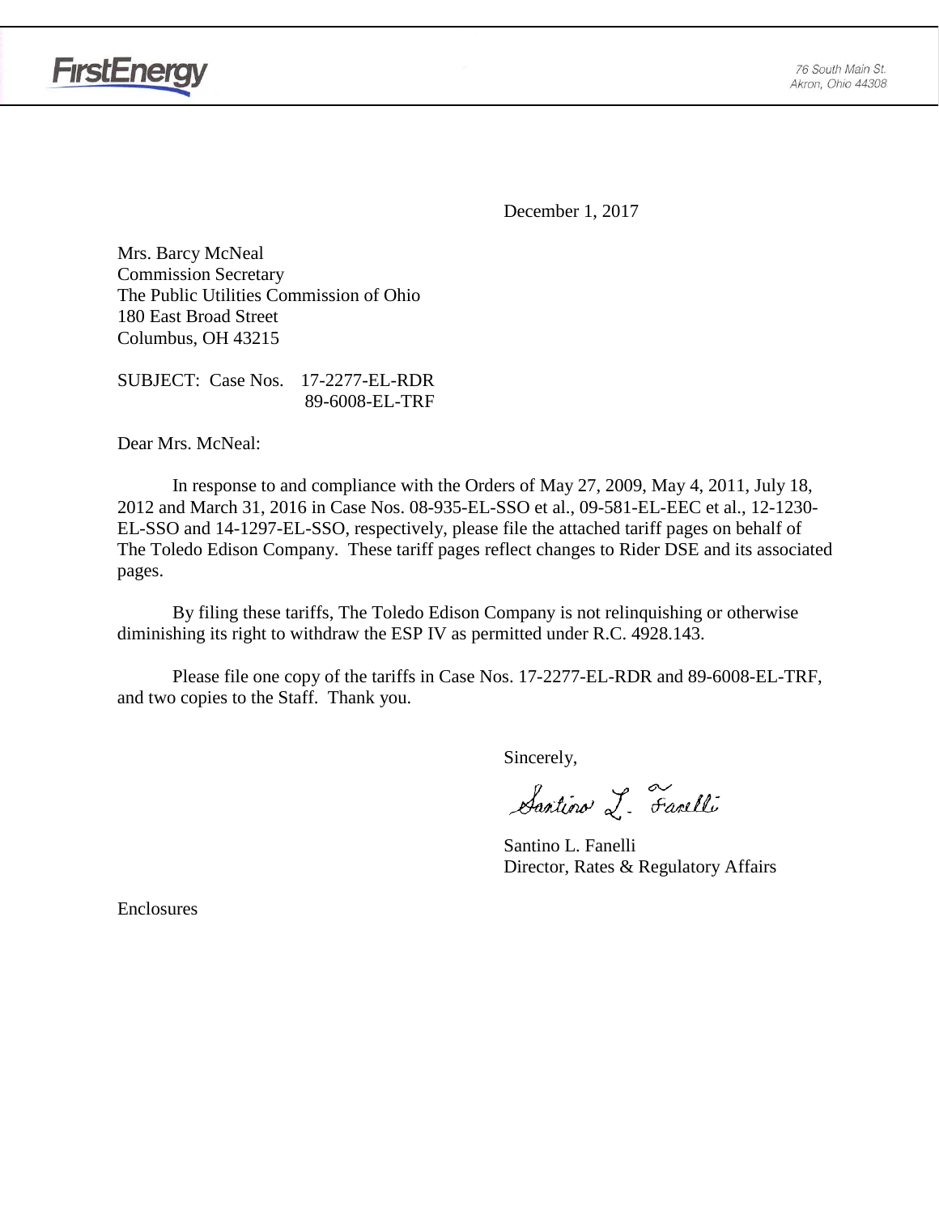FirstEnergy

76 South Main St.
Akron, Ohio 44308

December 1, 2017

Mrs. Barcy McNeal
Commission Secretary
The Public Utilities Commission of Ohio
180 East Broad Street
Columbus, OH 43215

SUBJECT: Case Nos. 17-2277-EL-RDR
89-6008-EL-TRF

Dear Mrs. McNeal:

In response to and compliance with the Orders of May 27, 2009, May 4, 2011, July 18, 2012 and March 31, 2016 in Case Nos. 08-935-EL-SSO et al., 09-581-EL-EEC et al., 12-1230-EL-SSO and 14-1297-EL-SSO, respectively, please file the attached tariff pages on behalf of The Toledo Edison Company. These tariff pages reflect changes to Rider DSE and its associated pages.

By filing these tariffs, The Toledo Edison Company is not relinquishing or otherwise diminishing its right to withdraw the ESP IV as permitted under R.C. 4928.143.

Please file one copy of the tariffs in Case Nos. 17-2277-EL-RDR and 89-6008-EL-TRF, and two copies to the Staff. Thank you.

Sincerely,

Santino L. Fanelli

Santino L. Fanelli
Director, Rates & Regulatory Affairs

Enclosures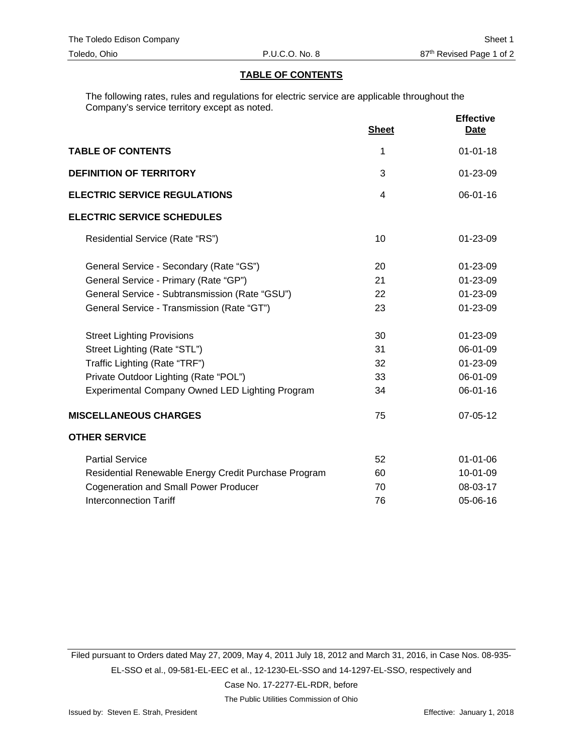## TABLE OF CONTENTS

The following rates, rules and regulations for electric service are applicable throughout the Company's service territory except as noted.

| | Sheet | Effective Date |
|---|---|---|
| **TABLE OF CONTENTS** | 1 | 01-01-18 |
| **DEFINITION OF TERRITORY** | 3 | 01-23-09 |
| **ELECTRIC SERVICE REGULATIONS** | 4 | 06-01-16 |
| **ELECTRIC SERVICE SCHEDULES** | | |
| Residential Service (Rate "RS") | 10 | 01-23-09 |
| General Service - Secondary (Rate "GS") | 20 | 01-23-09 |
| General Service - Primary (Rate "GP") | 21 | 01-23-09 |
| General Service - Subtransmission (Rate "GSU") | 22 | 01-23-09 |
| General Service - Transmission (Rate "GT") | 23 | 01-23-09 |
| Street Lighting Provisions | 30 | 01-23-09 |
| Street Lighting (Rate "STL") | 31 | 06-01-09 |
| Traffic Lighting (Rate "TRF") | 32 | 01-23-09 |
| Private Outdoor Lighting (Rate "POL") | 33 | 06-01-09 |
| Experimental Company Owned LED Lighting Program | 34 | 06-01-16 |
| **MISCELLANEOUS CHARGES** | 75 | 07-05-12 |
| **OTHER SERVICE** | | |
| Partial Service | 52 | 01-01-06 |
| Residential Renewable Energy Credit Purchase Program | 60 | 10-01-09 |
| Cogeneration and Small Power Producer | 70 | 08-03-17 |
| Interconnection Tariff | 76 | 05-06-16 |

Filed pursuant to Orders dated May 27, 2009, May 4, 2011 July 18, 2012 and March 31, 2016, in Case Nos. 08-935-EL-SSO et al., 09-581-EL-EEC et al., 12-1230-EL-SSO and 14-1297-EL-SSO, respectively and Case No. 17-2277-EL-RDR, before The Public Utilities Commission of Ohio

Issued by: Steven E. Strah, President

Effective: January 1, 2018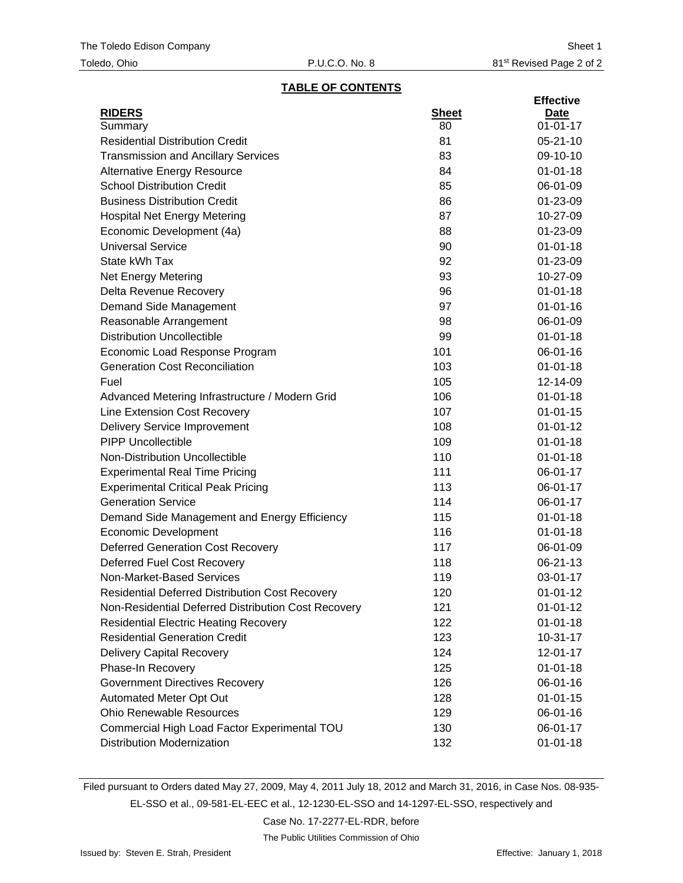## TABLE OF CONTENTS

| RIDERS | Sheet | Effective Date |
|---|---|---|
| Summary | 80 | 01-01-17 |
| Residential Distribution Credit | 81 | 05-21-10 |
| Transmission and Ancillary Services | 83 | 09-10-10 |
| Alternative Energy Resource | 84 | 01-01-18 |
| School Distribution Credit | 85 | 06-01-09 |
| Business Distribution Credit | 86 | 01-23-09 |
| Hospital Net Energy Metering | 87 | 10-27-09 |
| Economic Development (4a) | 88 | 01-23-09 |
| Universal Service | 90 | 01-01-18 |
| State kWh Tax | 92 | 01-23-09 |
| Net Energy Metering | 93 | 10-27-09 |
| Delta Revenue Recovery | 96 | 01-01-18 |
| Demand Side Management | 97 | 01-01-16 |
| Reasonable Arrangement | 98 | 06-01-09 |
| Distribution Uncollectible | 99 | 01-01-18 |
| Economic Load Response Program | 101 | 06-01-16 |
| Generation Cost Reconciliation | 103 | 01-01-18 |
| Fuel | 105 | 12-14-09 |
| Advanced Metering Infrastructure / Modern Grid | 106 | 01-01-18 |
| Line Extension Cost Recovery | 107 | 01-01-15 |
| Delivery Service Improvement | 108 | 01-01-12 |
| PIPP Uncollectible | 109 | 01-01-18 |
| Non-Distribution Uncollectible | 110 | 01-01-18 |
| Experimental Real Time Pricing | 111 | 06-01-17 |
| Experimental Critical Peak Pricing | 113 | 06-01-17 |
| Generation Service | 114 | 06-01-17 |
| Demand Side Management and Energy Efficiency | 115 | 01-01-18 |
| Economic Development | 116 | 01-01-18 |
| Deferred Generation Cost Recovery | 117 | 06-01-09 |
| Deferred Fuel Cost Recovery | 118 | 06-21-13 |
| Non-Market-Based Services | 119 | 03-01-17 |
| Residential Deferred Distribution Cost Recovery | 120 | 01-01-12 |
| Non-Residential Deferred Distribution Cost Recovery | 121 | 01-01-12 |
| Residential Electric Heating Recovery | 122 | 01-01-18 |
| Residential Generation Credit | 123 | 10-31-17 |
| Delivery Capital Recovery | 124 | 12-01-17 |
| Phase-In Recovery | 125 | 01-01-18 |
| Government Directives Recovery | 126 | 06-01-16 |
| Automated Meter Opt Out | 128 | 01-01-15 |
| Ohio Renewable Resources | 129 | 06-01-16 |
| Commercial High Load Factor Experimental TOU | 130 | 06-01-17 |
| Distribution Modernization | 132 | 01-01-18 |

Filed pursuant to Orders dated May 27, 2009, May 4, 2011 July 18, 2012 and March 31, 2016, in Case Nos. 08-935-EL-SSO et al., 09-581-EL-EEC et al., 12-1230-EL-SSO and 14-1297-EL-SSO, respectively and Case No. 17-2277-EL-RDR, before The Public Utilities Commission of Ohio

Issued by: Steven E. Strah, President

Effective: January 1, 2018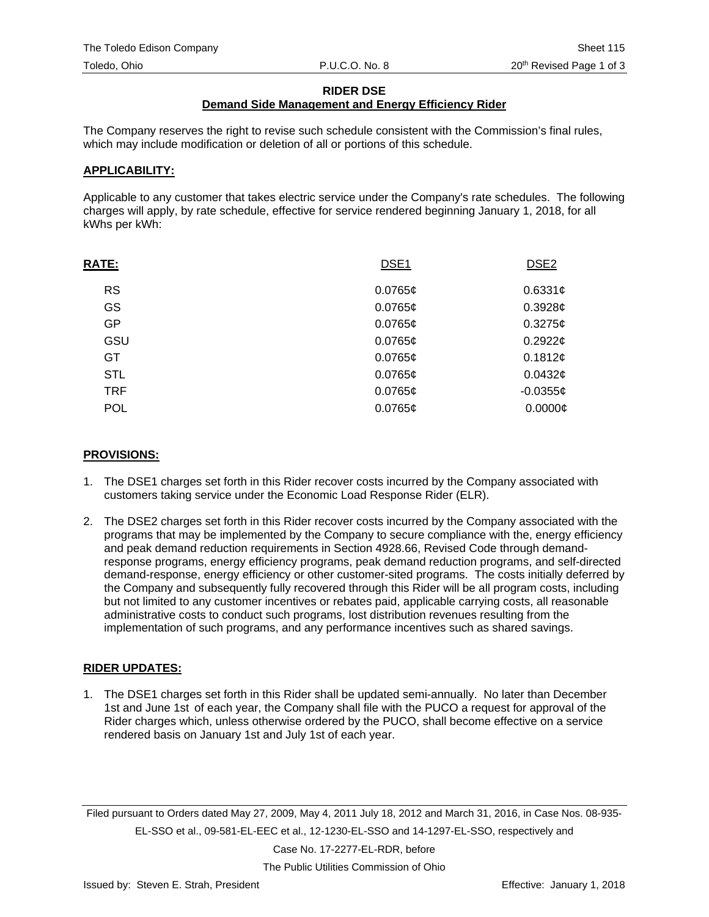The Toledo Edison Company

Toledo, Ohio

P.U.C.O. No. 8

Sheet 115

20th Revised Page 1 of 3

## RIDER DSE

### Demand Side Management and Energy Efficiency Rider

The Company reserves the right to revise such schedule consistent with the Commission's final rules, which may include modification or deletion of all or portions of this schedule.

### APPLICABILITY:

Applicable to any customer that takes electric service under the Company's rate schedules. The following charges will apply, by rate schedule, effective for service rendered beginning January 1, 2018, for all kWhs per kWh:

| RATE: | DSE1 | DSE2 |
|---|---|---|
| RS | 0.0765¢ | 0.6331¢ |
| GS | 0.0765¢ | 0.3928¢ |
| GP | 0.0765¢ | 0.3275¢ |
| GSU | 0.0765¢ | 0.2922¢ |
| GT | 0.0765¢ | 0.1812¢ |
| STL | 0.0765¢ | 0.0432¢ |
| TRF | 0.0765¢ | -0.0355¢ |
| POL | 0.0765¢ | 0.0000¢ |

### PROVISIONS:

1. The DSE1 charges set forth in this Rider recover costs incurred by the Company associated with customers taking service under the Economic Load Response Rider (ELR).

2. The DSE2 charges set forth in this Rider recover costs incurred by the Company associated with the programs that may be implemented by the Company to secure compliance with the, energy efficiency and peak demand reduction requirements in Section 4928.66, Revised Code through demand-response programs, energy efficiency programs, peak demand reduction programs, and self-directed demand-response, energy efficiency or other customer-sited programs. The costs initially deferred by the Company and subsequently fully recovered through this Rider will be all program costs, including but not limited to any customer incentives or rebates paid, applicable carrying costs, all reasonable administrative costs to conduct such programs, lost distribution revenues resulting from the implementation of such programs, and any performance incentives such as shared savings.

### RIDER UPDATES:

1. The DSE1 charges set forth in this Rider shall be updated semi-annually. No later than December 1st and June 1st of each year, the Company shall file with the PUCO a request for approval of the Rider charges which, unless otherwise ordered by the PUCO, shall become effective on a service rendered basis on January 1st and July 1st of each year.

Filed pursuant to Orders dated May 27, 2009, May 4, 2011 July 18, 2012 and March 31, 2016, in Case Nos. 08-935-EL-SSO et al., 09-581-EL-EEC et al., 12-1230-EL-SSO and 14-1297-EL-SSO, respectively and Case No. 17-2277-EL-RDR, before The Public Utilities Commission of Ohio

Issued by: Steven E. Strah, President

Effective: January 1, 2018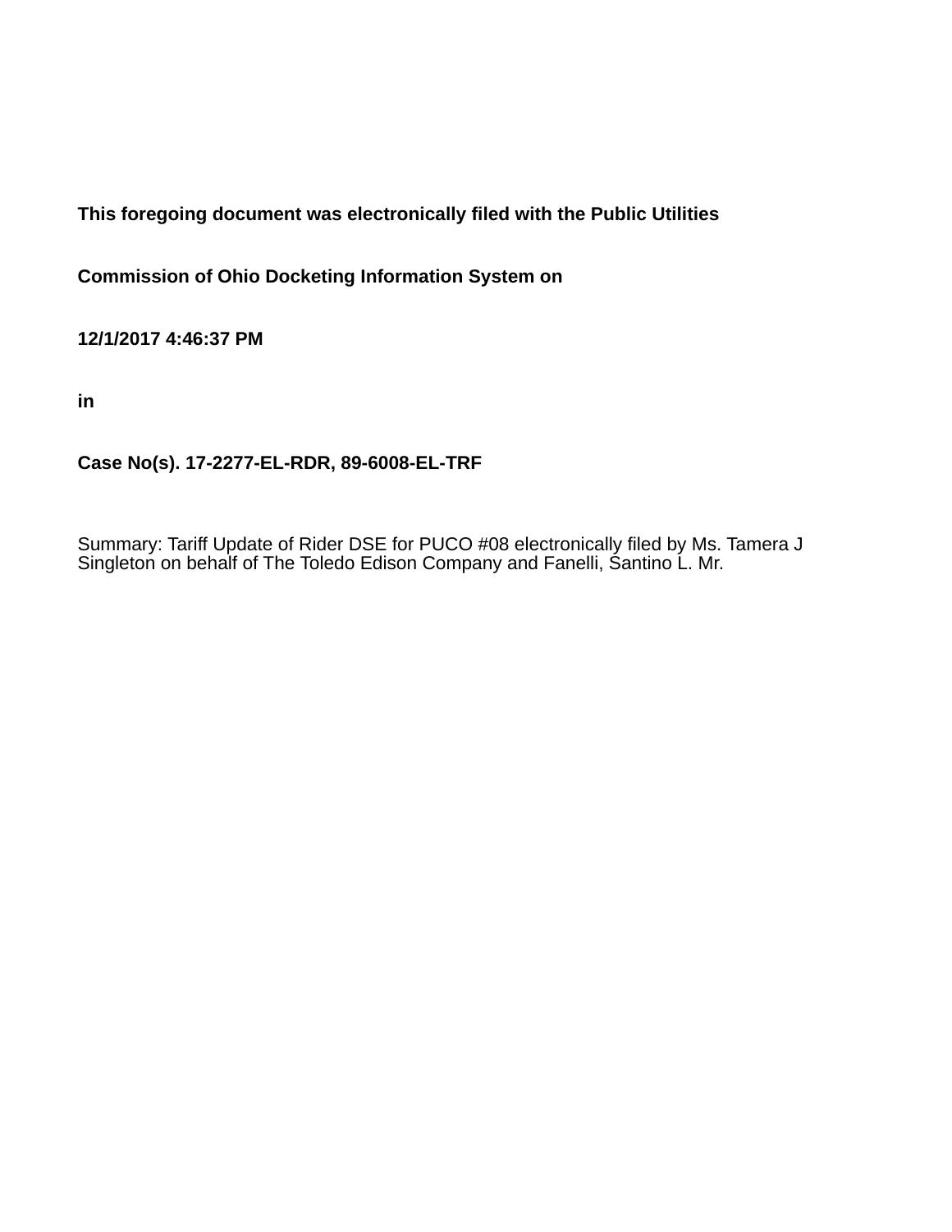**This foregoing document was electronically filed with the Public Utilities**

**Commission of Ohio Docketing Information System on**

**12/1/2017 4:46:37 PM**

**in**

**Case No(s). 17-2277-EL-RDR, 89-6008-EL-TRF**

Summary: Tariff Update of Rider DSE for PUCO #08 electronically filed by Ms. Tamera J Singleton on behalf of The Toledo Edison Company and Fanelli, Santino L. Mr.